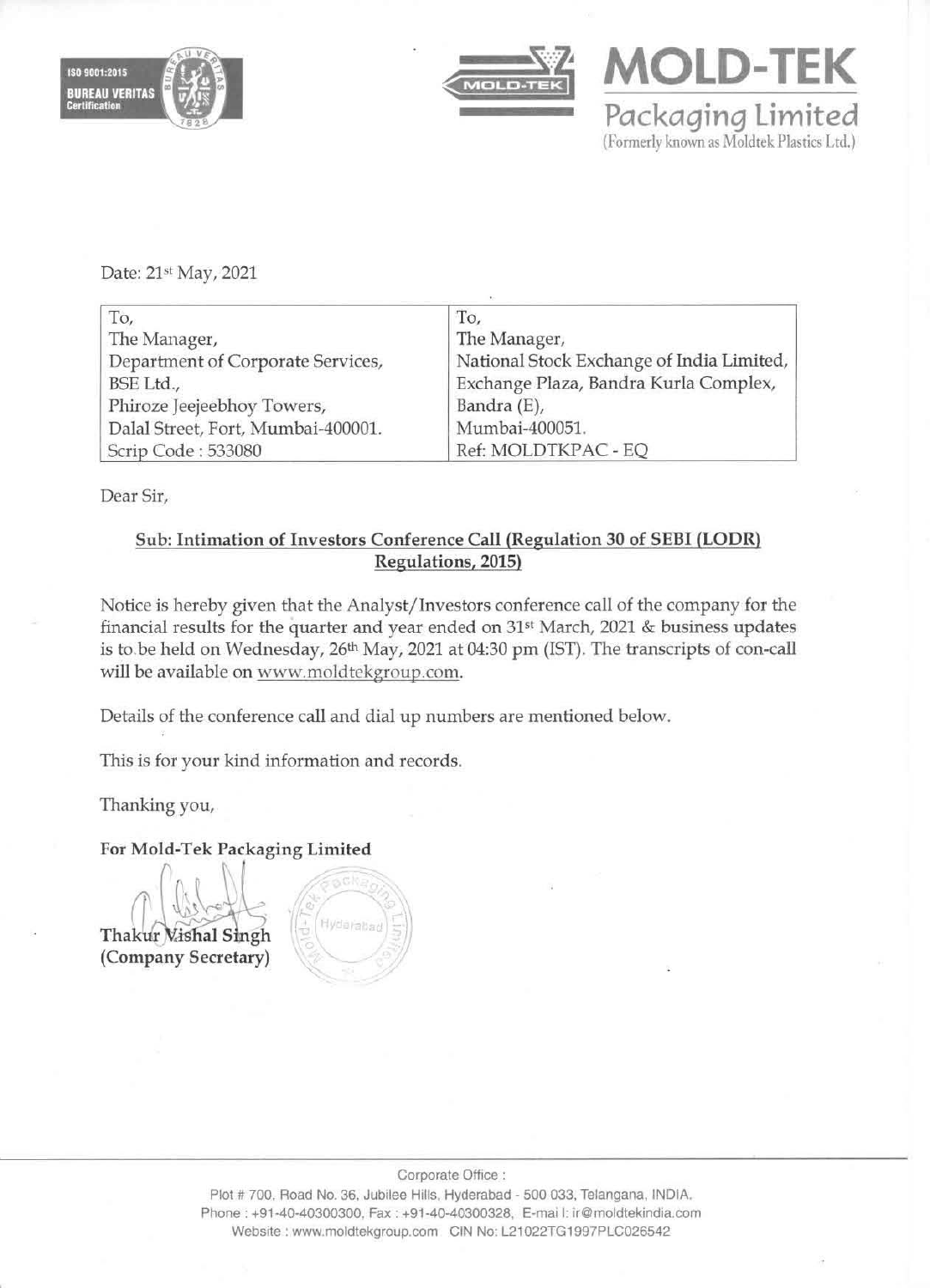ISO 9001:2015
BUREAU VERITAS
Certification

# MOLD-TEK
Packaging Limited
(Formerly known as Moldtek Plastics Ltd.)

Date: 21st May, 2021

| To, | To, |
|---|---|
| The Manager, | The Manager, |
| Department of Corporate Services, | National Stock Exchange of India Limited, |
| BSE Ltd., | Exchange Plaza, Bandra Kurla Complex, |
| Phiroze Jeejeebhoy Towers, | Bandra (E), |
| Dalal Street, Fort, Mumbai-400001. | Mumbai-400051. |
| Scrip Code : 533080 | Ref: MOLDTKPAC - EQ |

Dear Sir,

**Sub: Intimation of Investors Conference Call (Regulation 30 of SEBI (LODR) Regulations, 2015)**

Notice is hereby given that the Analyst/Investors conference call of the company for the financial results for the quarter and year ended on 31st March, 2021 & business updates is to be held on Wednesday, 26th May, 2021 at 04:30 pm (IST). The transcripts of con-call will be available on www.moldtekgroup.com.

Details of the conference call and dial up numbers are mentioned below.

This is for your kind information and records.

Thanking you,

**For Mold-Tek Packaging Limited**

**Thakur Vishal Singh**
**(Company Secretary)**

Corporate Office :
Plot # 700, Road No. 36, Jubilee Hills, Hyderabad - 500 033, Telangana, INDIA.
Phone : +91-40-40300300, Fax : +91-40-40300328, E-mail: ir@moldtekindia.com
Website : www.moldtekgroup.com CIN No: L21022TG1997PLC026542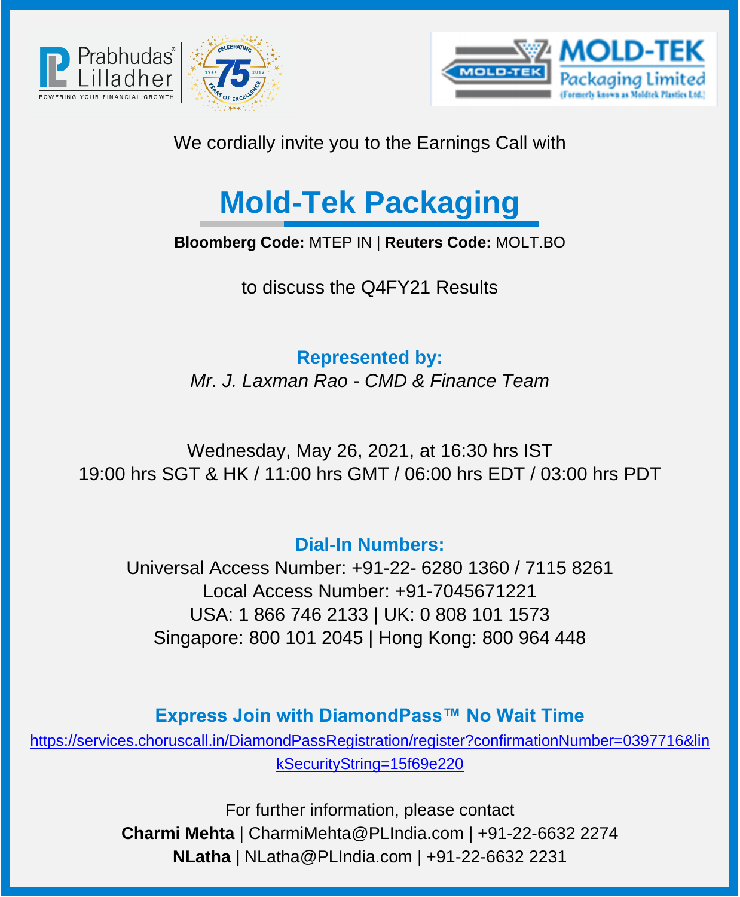Prabhudas Lilladher
POWERING YOUR FINANCIAL GROWTH

CELEBRATING 75 YEARS OF EXCELLENCE 1944 2019

MOLD-TEK Packaging Limited
(Formerly known as Moldtek Plastics Ltd.)

We cordially invite you to the Earnings Call with

# Mold-Tek Packaging

**Bloomberg Code:** MTEP IN | **Reuters Code:** MOLT.BO

to discuss the Q4FY21 Results

**Represented by:**

*Mr. J. Laxman Rao - CMD & Finance Team*

Wednesday, May 26, 2021, at 16:30 hrs IST
19:00 hrs SGT & HK / 11:00 hrs GMT / 06:00 hrs EDT / 03:00 hrs PDT

**Dial-In Numbers:**

Universal Access Number: +91-22- 6280 1360 / 7115 8261
Local Access Number: +91-7045671221
USA: 1 866 746 2133 | UK: 0 808 101 1573
Singapore: 800 101 2045 | Hong Kong: 800 964 448

**Express Join with DiamondPass™ No Wait Time**

https://services.choruscall.in/DiamondPassRegistration/register?confirmationNumber=0397716&linkSecurityString=15f69e220

For further information, please contact
**Charmi Mehta** | CharmiMehta@PLIndia.com | +91-22-6632 2274
**NLatha** | NLatha@PLIndia.com | +91-22-6632 2231